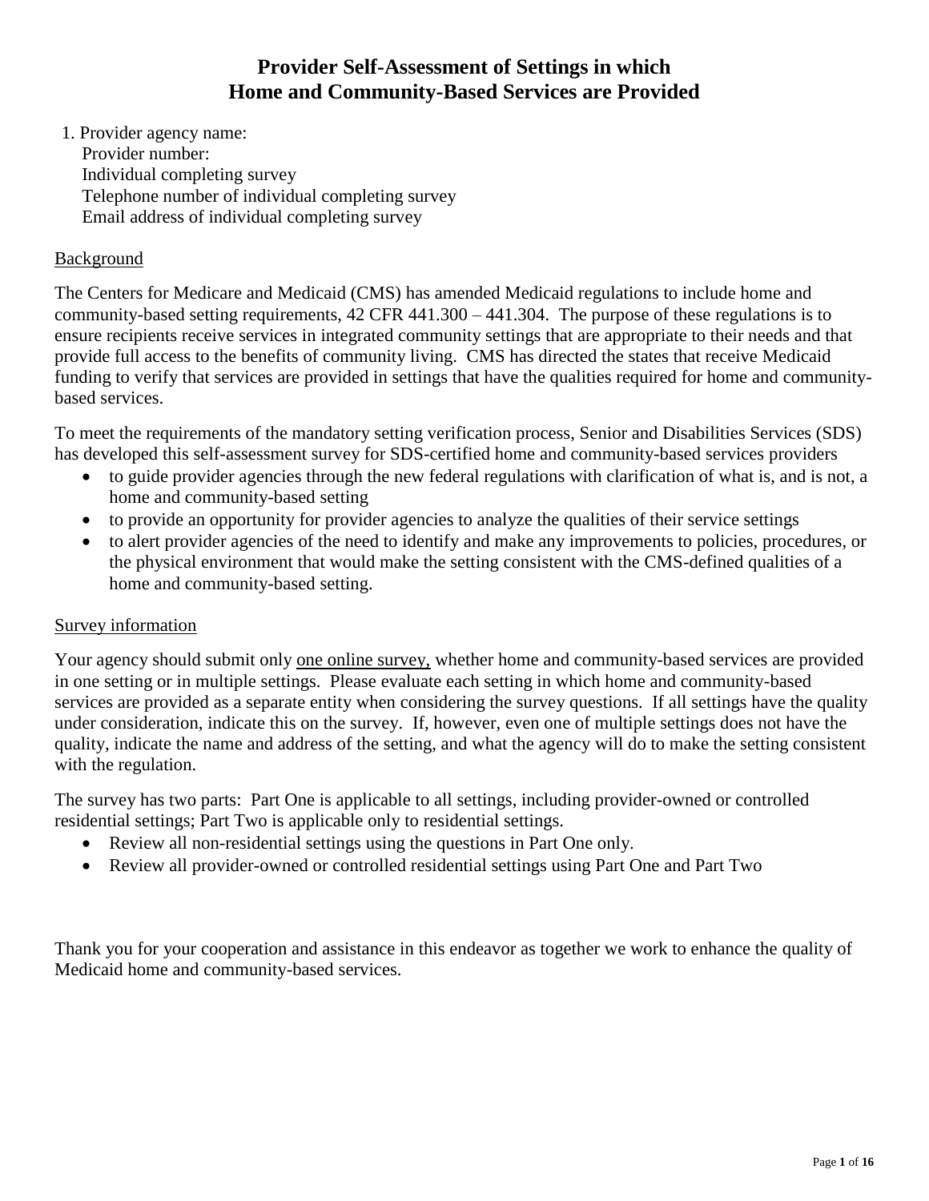# Provider Self-Assessment of Settings in which Home and Community-Based Services are Provided

1. Provider agency name:
   Provider number:
   Individual completing survey
   Telephone number of individual completing survey
   Email address of individual completing survey

## Background

The Centers for Medicare and Medicaid (CMS) has amended Medicaid regulations to include home and community-based setting requirements, 42 CFR 441.300 – 441.304. The purpose of these regulations is to ensure recipients receive services in integrated community settings that are appropriate to their needs and that provide full access to the benefits of community living. CMS has directed the states that receive Medicaid funding to verify that services are provided in settings that have the qualities required for home and community-based services.

To meet the requirements of the mandatory setting verification process, Senior and Disabilities Services (SDS) has developed this self-assessment survey for SDS-certified home and community-based services providers

- to guide provider agencies through the new federal regulations with clarification of what is, and is not, a home and community-based setting
- to provide an opportunity for provider agencies to analyze the qualities of their service settings
- to alert provider agencies of the need to identify and make any improvements to policies, procedures, or the physical environment that would make the setting consistent with the CMS-defined qualities of a home and community-based setting.

## Survey information

Your agency should submit only one online survey, whether home and community-based services are provided in one setting or in multiple settings. Please evaluate each setting in which home and community-based services are provided as a separate entity when considering the survey questions. If all settings have the quality under consideration, indicate this on the survey. If, however, even one of multiple settings does not have the quality, indicate the name and address of the setting, and what the agency will do to make the setting consistent with the regulation.

The survey has two parts: Part One is applicable to all settings, including provider-owned or controlled residential settings; Part Two is applicable only to residential settings.

- Review all non-residential settings using the questions in Part One only.
- Review all provider-owned or controlled residential settings using Part One and Part Two

Thank you for your cooperation and assistance in this endeavor as together we work to enhance the quality of Medicaid home and community-based services.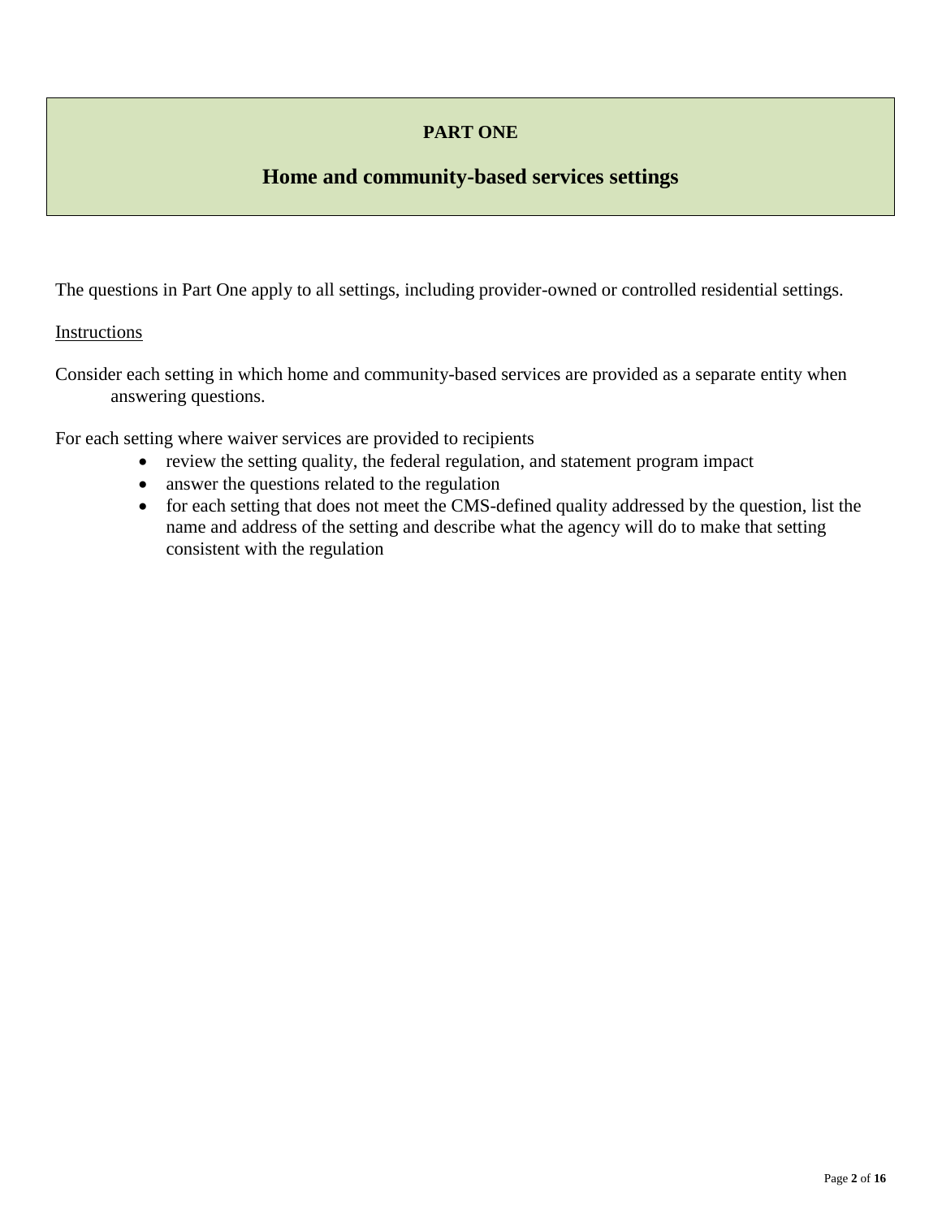# PART ONE

## Home and community-based services settings

The questions in Part One apply to all settings, including provider-owned or controlled residential settings.

Instructions

Consider each setting in which home and community-based services are provided as a separate entity when answering questions.

For each setting where waiver services are provided to recipients

- review the setting quality, the federal regulation, and statement program impact
- answer the questions related to the regulation
- for each setting that does not meet the CMS-defined quality addressed by the question, list the name and address of the setting and describe what the agency will do to make that setting consistent with the regulation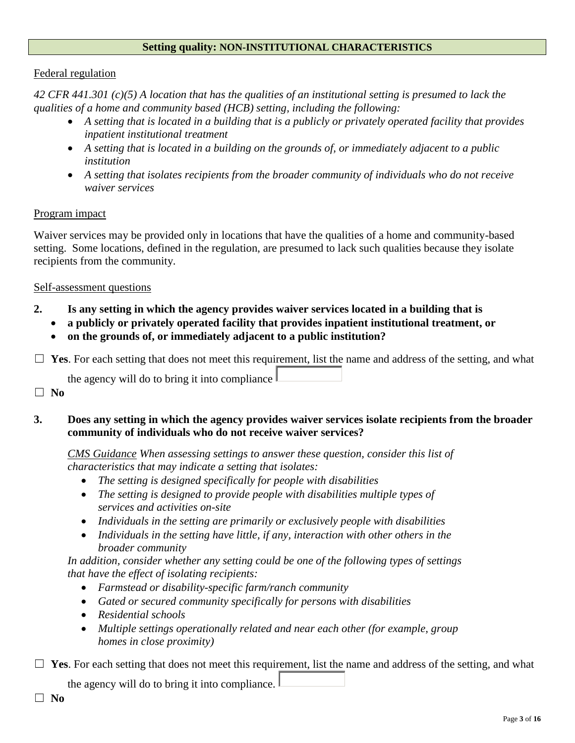## Setting quality: NON-INSTITUTIONAL CHARACTERISTICS

Federal regulation

*42 CFR 441.301 (c)(5) A location that has the qualities of an institutional setting is presumed to lack the qualities of a home and community based (HCB) setting, including the following:*

- *A setting that is located in a building that is a publicly or privately operated facility that provides inpatient institutional treatment*
- *A setting that is located in a building on the grounds of, or immediately adjacent to a public institution*
- *A setting that isolates recipients from the broader community of individuals who do not receive waiver services*

Program impact

Waiver services may be provided only in locations that have the qualities of a home and community-based setting. Some locations, defined in the regulation, are presumed to lack such qualities because they isolate recipients from the community.

Self-assessment questions

**2. Is any setting in which the agency provides waiver services located in a building that is**

- **a publicly or privately operated facility that provides inpatient institutional treatment, or**
- **on the grounds of, or immediately adjacent to a public institution?**

☐ **Yes**. For each setting that does not meet this requirement, list the name and address of the setting, and what the agency will do to bring it into compliance

☐ **No**

**3. Does any setting in which the agency provides waiver services isolate recipients from the broader community of individuals who do not receive waiver services?**

*CMS Guidance When assessing settings to answer these question, consider this list of characteristics that may indicate a setting that isolates:*

- *The setting is designed specifically for people with disabilities*
- *The setting is designed to provide people with disabilities multiple types of services and activities on-site*
- *Individuals in the setting are primarily or exclusively people with disabilities*
- *Individuals in the setting have little, if any, interaction with other others in the broader community*

*In addition, consider whether any setting could be one of the following types of settings that have the effect of isolating recipients:*

- *Farmstead or disability-specific farm/ranch community*
- *Gated or secured community specifically for persons with disabilities*
- *Residential schools*
- *Multiple settings operationally related and near each other (for example, group homes in close proximity)*

☐ **Yes**. For each setting that does not meet this requirement, list the name and address of the setting, and what the agency will do to bring it into compliance.

☐ **No**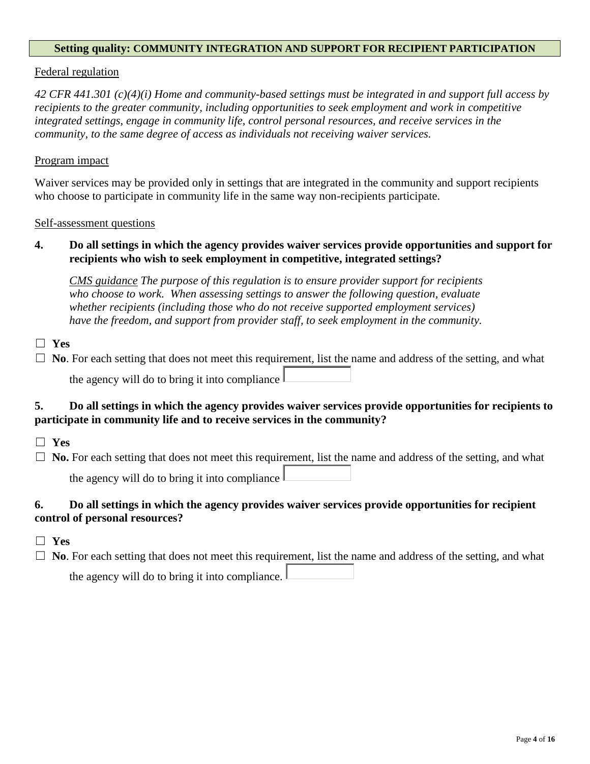## Setting quality: COMMUNITY INTEGRATION AND SUPPORT FOR RECIPIENT PARTICIPATION

Federal regulation

*42 CFR 441.301 (c)(4)(i) Home and community-based settings must be integrated in and support full access by recipients to the greater community, including opportunities to seek employment and work in competitive integrated settings, engage in community life, control personal resources, and receive services in the community, to the same degree of access as individuals not receiving waiver services.*

Program impact

Waiver services may be provided only in settings that are integrated in the community and support recipients who choose to participate in community life in the same way non-recipients participate.

Self-assessment questions

**4. Do all settings in which the agency provides waiver services provide opportunities and support for recipients who wish to seek employment in competitive, integrated settings?**

*CMS guidance The purpose of this regulation is to ensure provider support for recipients who choose to work. When assessing settings to answer the following question, evaluate whether recipients (including those who do not receive supported employment services) have the freedom, and support from provider staff, to seek employment in the community.*

☐ **Yes**

☐ **No**. For each setting that does not meet this requirement, list the name and address of the setting, and what the agency will do to bring it into compliance

**5. Do all settings in which the agency provides waiver services provide opportunities for recipients to participate in community life and to receive services in the community?**

☐ **Yes**

☐ **No.** For each setting that does not meet this requirement, list the name and address of the setting, and what the agency will do to bring it into compliance

**6. Do all settings in which the agency provides waiver services provide opportunities for recipient control of personal resources?**

☐ **Yes**

☐ **No**. For each setting that does not meet this requirement, list the name and address of the setting, and what the agency will do to bring it into compliance.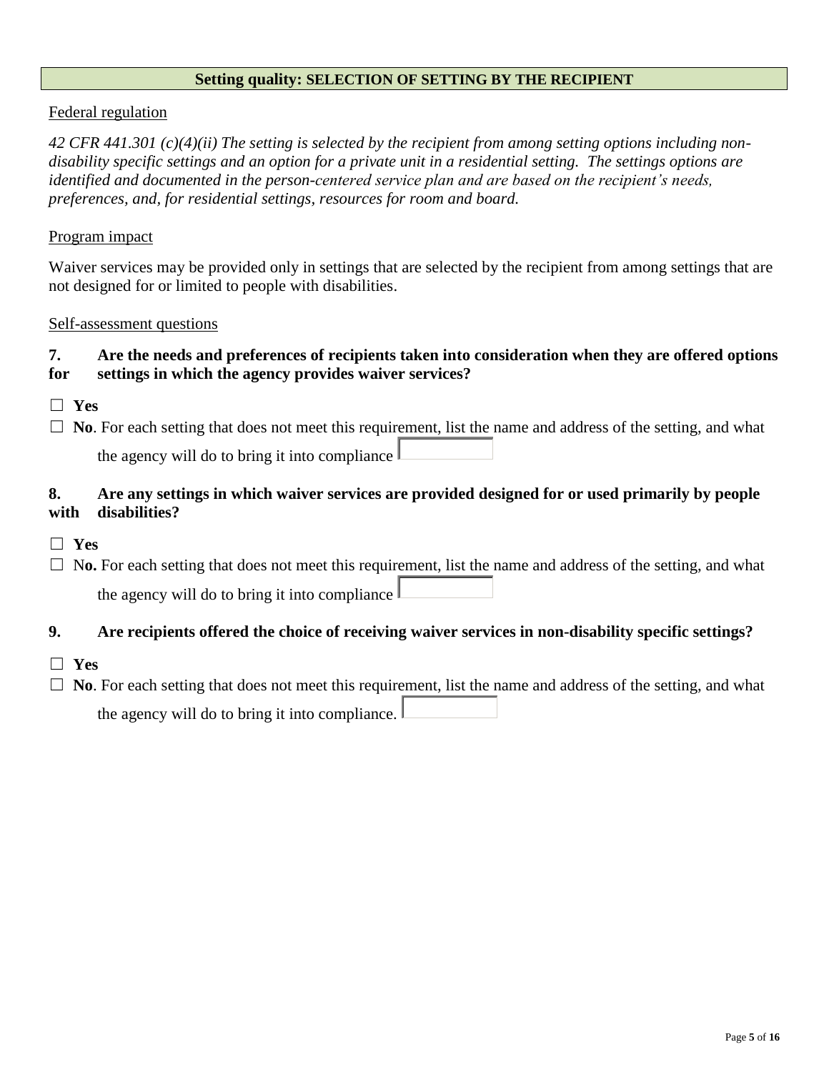## Setting quality: SELECTION OF SETTING BY THE RECIPIENT

Federal regulation

*42 CFR 441.301 (c)(4)(ii) The setting is selected by the recipient from among setting options including non-disability specific settings and an option for a private unit in a residential setting. The settings options are identified and documented in the person-centered service plan and are based on the recipient's needs, preferences, and, for residential settings, resources for room and board.*

Program impact

Waiver services may be provided only in settings that are selected by the recipient from among settings that are not designed for or limited to people with disabilities.

Self-assessment questions

**7. Are the needs and preferences of recipients taken into consideration when they are offered options for settings in which the agency provides waiver services?**

☐ **Yes**

☐ **No**. For each setting that does not meet this requirement, list the name and address of the setting, and what the agency will do to bring it into compliance

**8. Are any settings in which waiver services are provided designed for or used primarily by people with disabilities?**

☐ **Yes**

☐ N**o.** For each setting that does not meet this requirement, list the name and address of the setting, and what the agency will do to bring it into compliance

**9. Are recipients offered the choice of receiving waiver services in non-disability specific settings?**

☐ **Yes**

☐ **No**. For each setting that does not meet this requirement, list the name and address of the setting, and what the agency will do to bring it into compliance.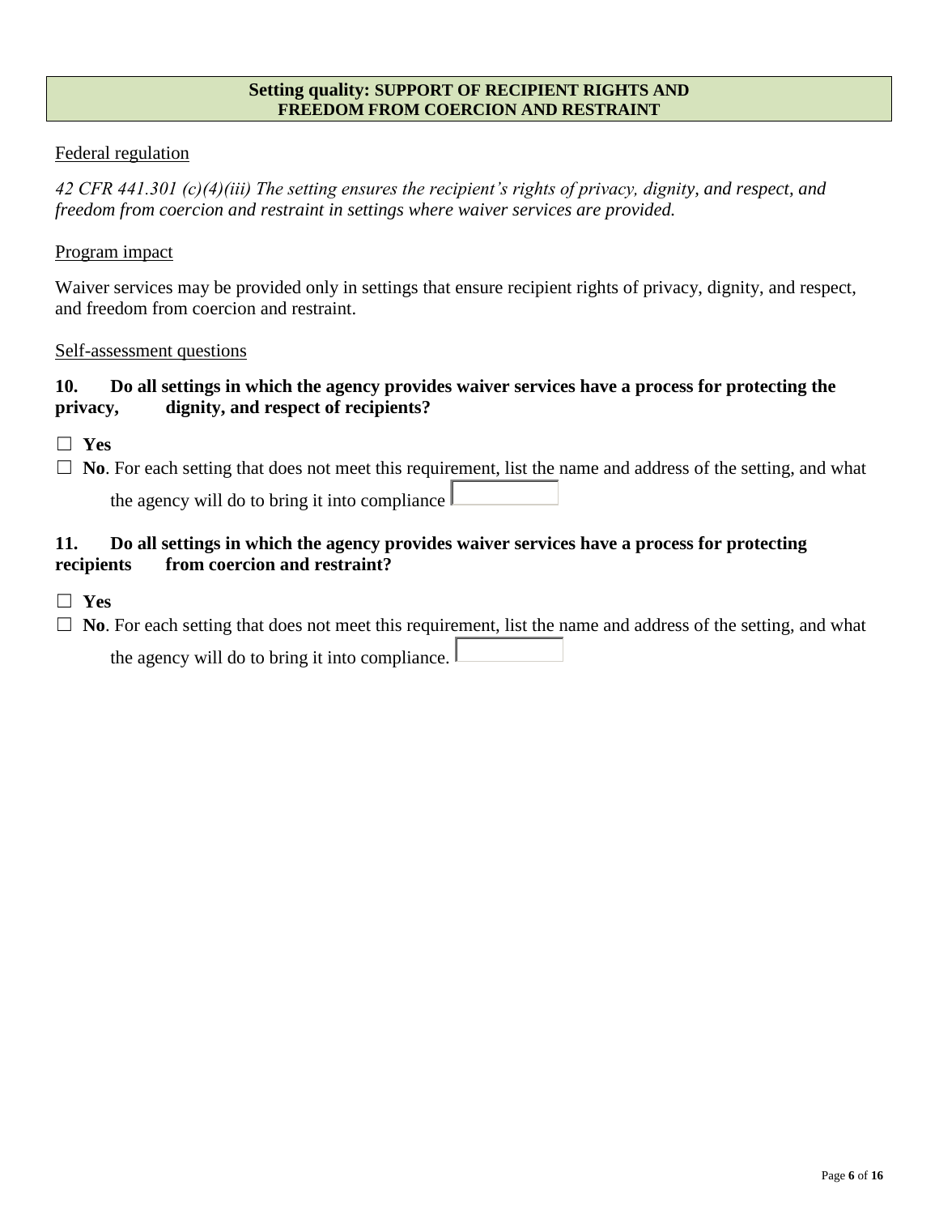## Setting quality: SUPPORT OF RECIPIENT RIGHTS AND FREEDOM FROM COERCION AND RESTRAINT

Federal regulation

*42 CFR 441.301 (c)(4)(iii) The setting ensures the recipient's rights of privacy, dignity, and respect, and freedom from coercion and restraint in settings where waiver services are provided.*

Program impact

Waiver services may be provided only in settings that ensure recipient rights of privacy, dignity, and respect, and freedom from coercion and restraint.

Self-assessment questions

**10. Do all settings in which the agency provides waiver services have a process for protecting the privacy, dignity, and respect of recipients?**

☐ **Yes**

☐ **No**. For each setting that does not meet this requirement, list the name and address of the setting, and what the agency will do to bring it into compliance ☐

**11. Do all settings in which the agency provides waiver services have a process for protecting recipients from coercion and restraint?**

☐ **Yes**

☐ **No**. For each setting that does not meet this requirement, list the name and address of the setting, and what the agency will do to bring it into compliance. ☐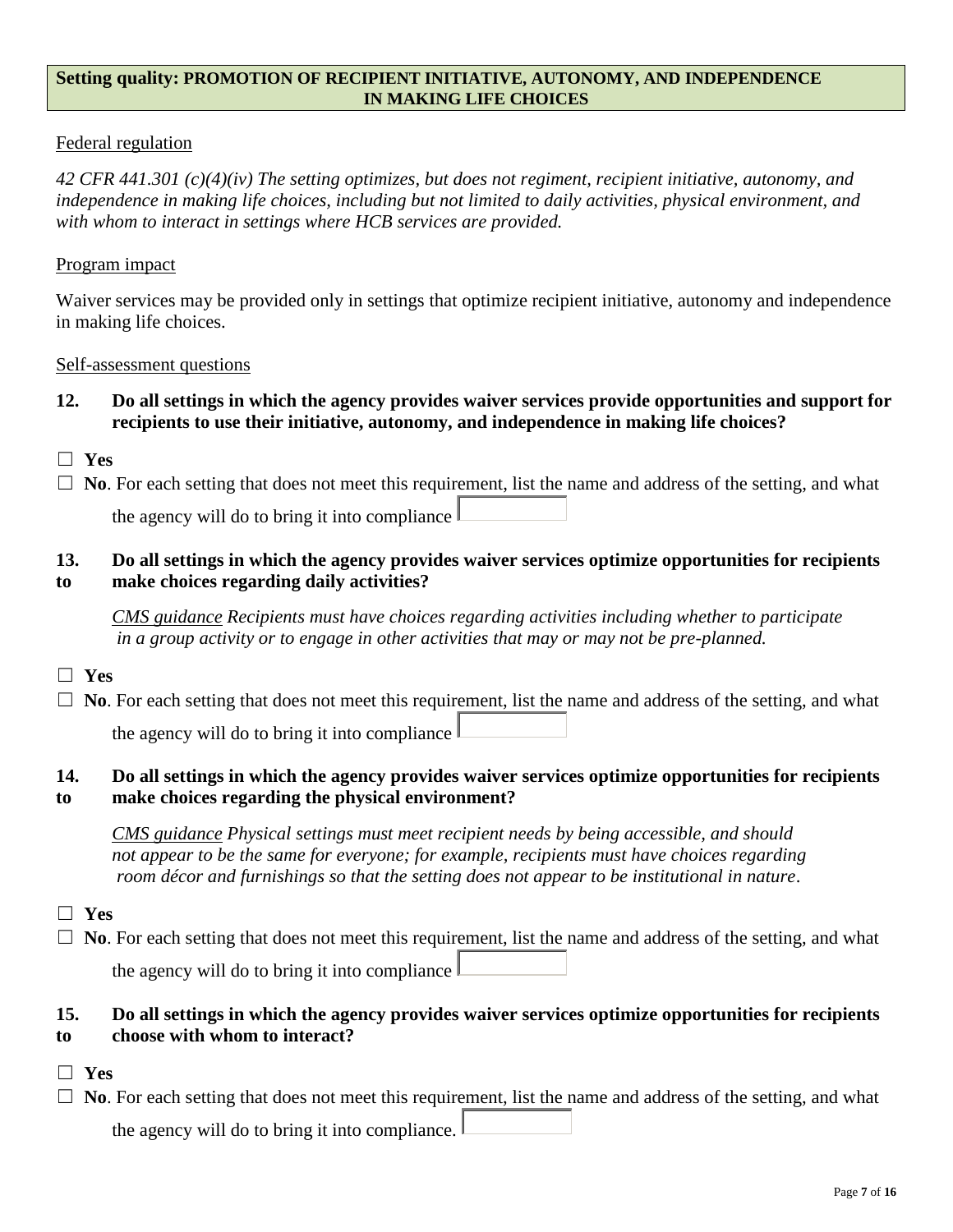## Setting quality: PROMOTION OF RECIPIENT INITIATIVE, AUTONOMY, AND INDEPENDENCE IN MAKING LIFE CHOICES

Federal regulation

*42 CFR 441.301 (c)(4)(iv) The setting optimizes, but does not regiment, recipient initiative, autonomy, and independence in making life choices, including but not limited to daily activities, physical environment, and with whom to interact in settings where HCB services are provided.*

Program impact

Waiver services may be provided only in settings that optimize recipient initiative, autonomy and independence in making life choices.

Self-assessment questions

**12. Do all settings in which the agency provides waiver services provide opportunities and support for recipients to use their initiative, autonomy, and independence in making life choices?**

☐ **Yes**

☐ **No**. For each setting that does not meet this requirement, list the name and address of the setting, and what the agency will do to bring it into compliance

**13. Do all settings in which the agency provides waiver services optimize opportunities for recipients to make choices regarding daily activities?**

*CMS guidance Recipients must have choices regarding activities including whether to participate in a group activity or to engage in other activities that may or may not be pre-planned.*

☐ **Yes**

☐ **No**. For each setting that does not meet this requirement, list the name and address of the setting, and what the agency will do to bring it into compliance

**14. Do all settings in which the agency provides waiver services optimize opportunities for recipients to make choices regarding the physical environment?**

*CMS guidance Physical settings must meet recipient needs by being accessible, and should not appear to be the same for everyone; for example, recipients must have choices regarding room décor and furnishings so that the setting does not appear to be institutional in nature.*

☐ **Yes**

☐ **No**. For each setting that does not meet this requirement, list the name and address of the setting, and what the agency will do to bring it into compliance

**15. Do all settings in which the agency provides waiver services optimize opportunities for recipients to choose with whom to interact?**

☐ **Yes**

☐ **No**. For each setting that does not meet this requirement, list the name and address of the setting, and what the agency will do to bring it into compliance.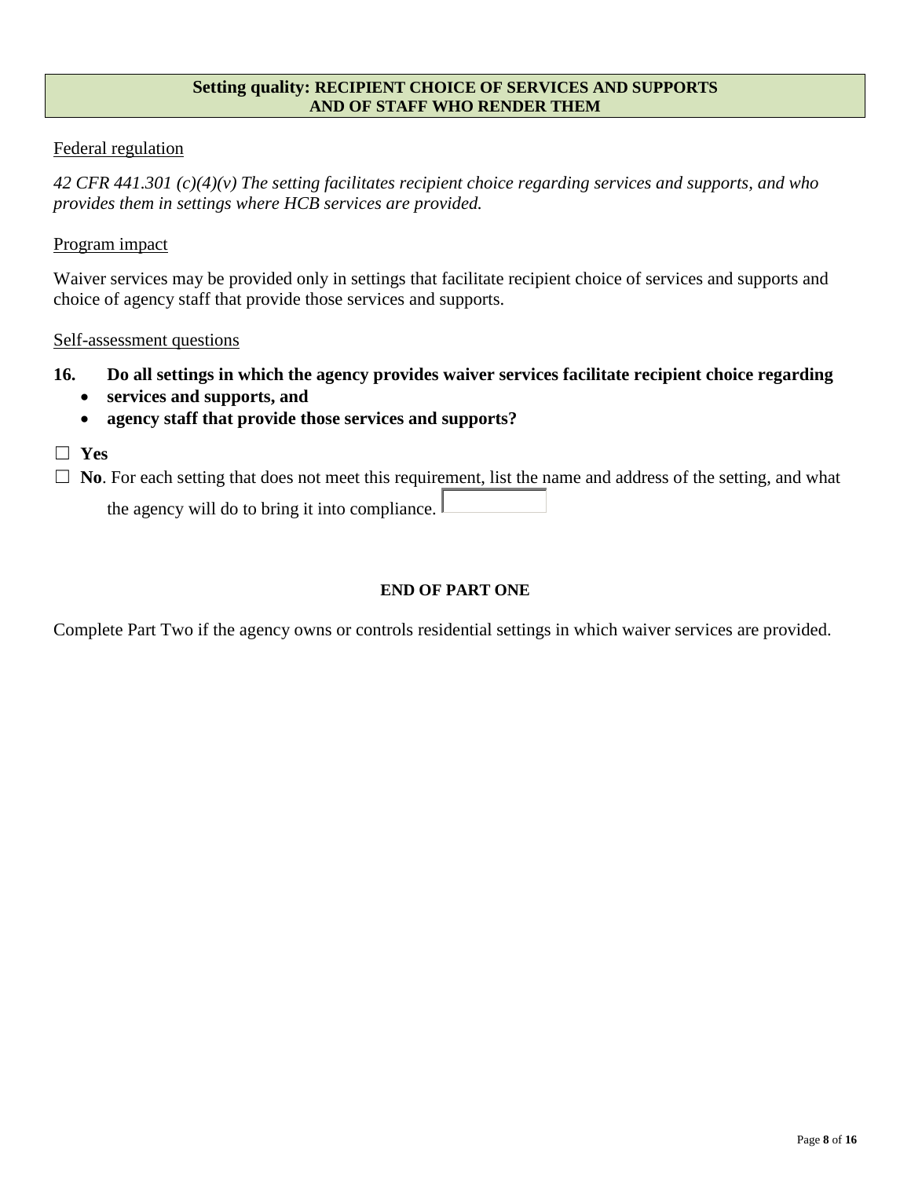## Setting quality: RECIPIENT CHOICE OF SERVICES AND SUPPORTS AND OF STAFF WHO RENDER THEM

Federal regulation

*42 CFR 441.301 (c)(4)(v) The setting facilitates recipient choice regarding services and supports, and who provides them in settings where HCB services are provided.*

Program impact

Waiver services may be provided only in settings that facilitate recipient choice of services and supports and choice of agency staff that provide those services and supports.

Self-assessment questions

**16. Do all settings in which the agency provides waiver services facilitate recipient choice regarding**

- **services and supports, and**
- **agency staff that provide those services and supports?**

☐ **Yes**

☐ **No**. For each setting that does not meet this requirement, list the name and address of the setting, and what the agency will do to bring it into compliance.

**END OF PART ONE**

Complete Part Two if the agency owns or controls residential settings in which waiver services are provided.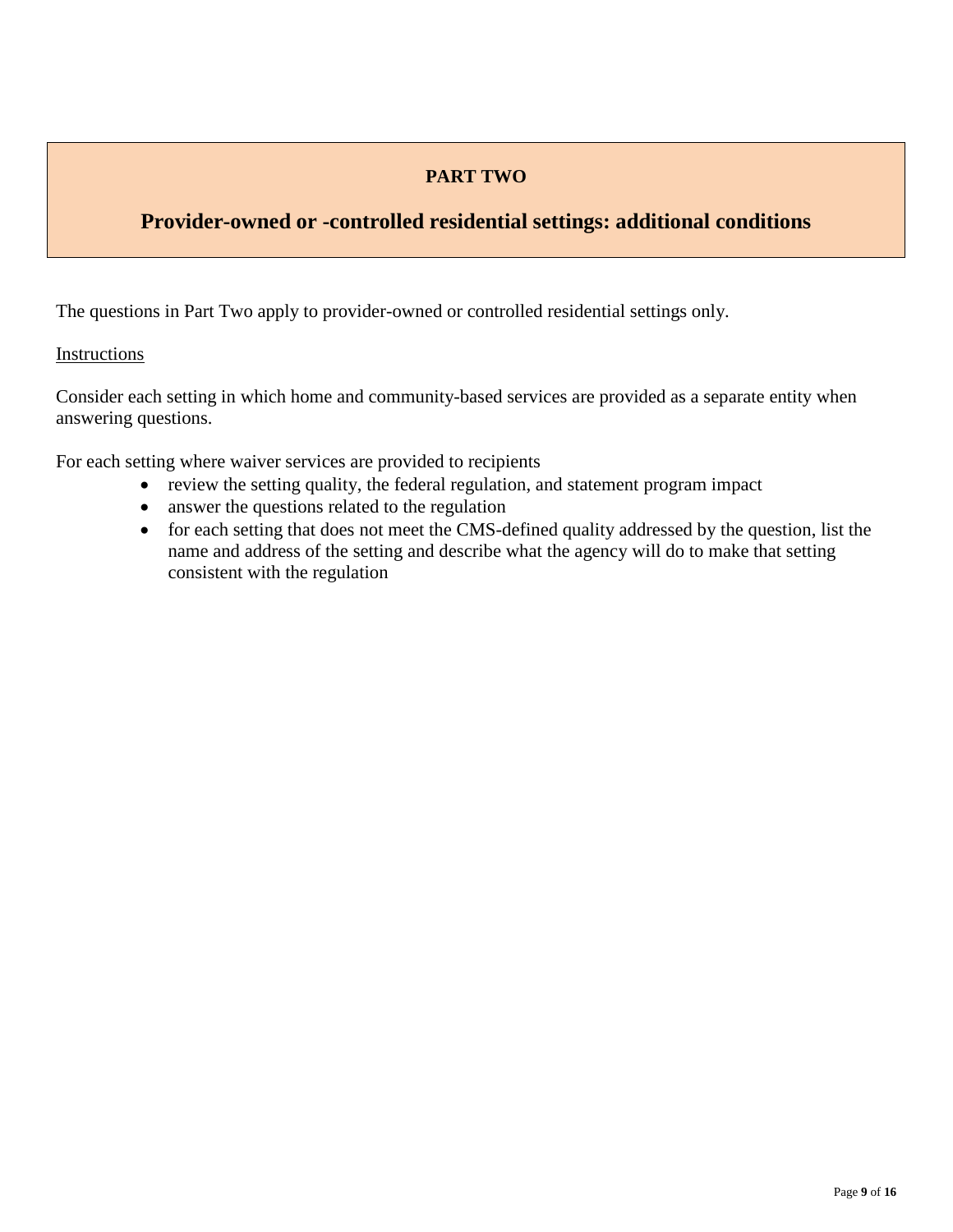## PART TWO

## Provider-owned or -controlled residential settings: additional conditions

The questions in Part Two apply to provider-owned or controlled residential settings only.

Instructions

Consider each setting in which home and community-based services are provided as a separate entity when answering questions.

For each setting where waiver services are provided to recipients

- review the setting quality, the federal regulation, and statement program impact
- answer the questions related to the regulation
- for each setting that does not meet the CMS-defined quality addressed by the question, list the name and address of the setting and describe what the agency will do to make that setting consistent with the regulation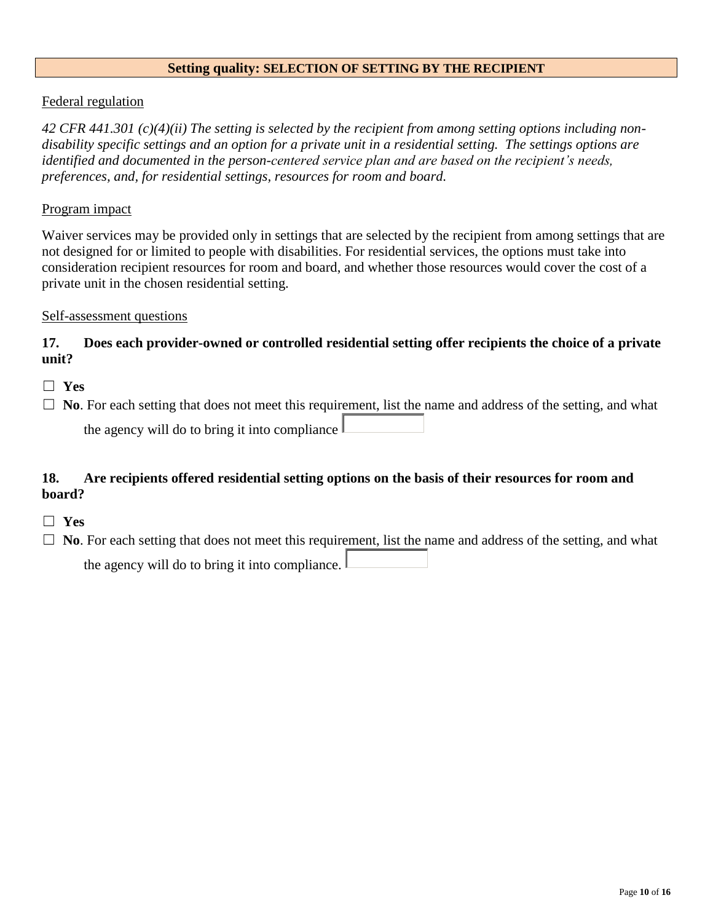## Setting quality: SELECTION OF SETTING BY THE RECIPIENT

Federal regulation

*42 CFR 441.301 (c)(4)(ii) The setting is selected by the recipient from among setting options including non-disability specific settings and an option for a private unit in a residential setting. The settings options are identified and documented in the person-centered service plan and are based on the recipient's needs, preferences, and, for residential settings, resources for room and board.*

Program impact

Waiver services may be provided only in settings that are selected by the recipient from among settings that are not designed for or limited to people with disabilities. For residential services, the options must take into consideration recipient resources for room and board, and whether those resources would cover the cost of a private unit in the chosen residential setting.

Self-assessment questions

**17. Does each provider-owned or controlled residential setting offer recipients the choice of a private unit?**

☐ **Yes**

☐ **No**. For each setting that does not meet this requirement, list the name and address of the setting, and what the agency will do to bring it into compliance

**18. Are recipients offered residential setting options on the basis of their resources for room and board?**

☐ **Yes**

☐ **No**. For each setting that does not meet this requirement, list the name and address of the setting, and what the agency will do to bring it into compliance.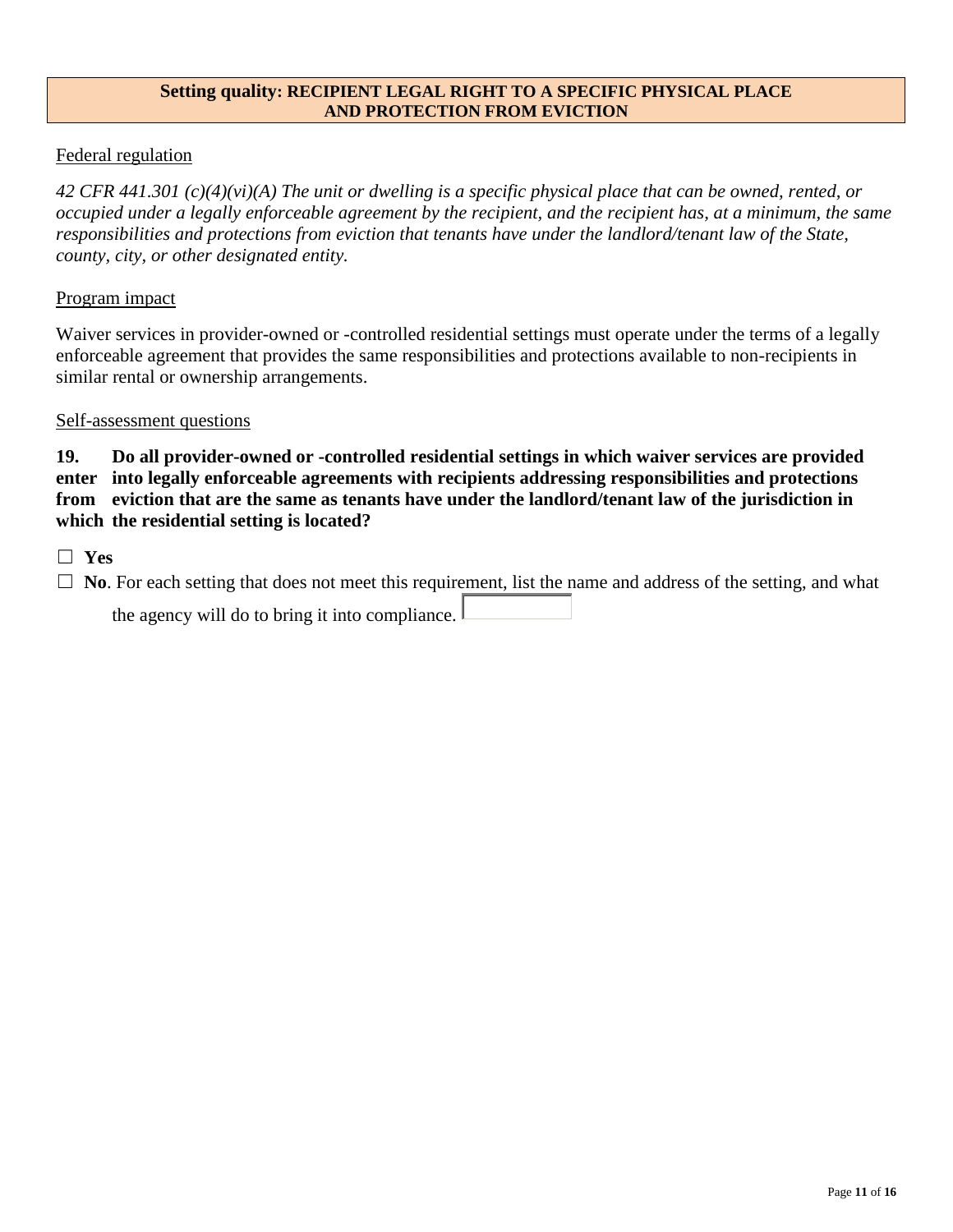## Setting quality: RECIPIENT LEGAL RIGHT TO A SPECIFIC PHYSICAL PLACE AND PROTECTION FROM EVICTION

Federal regulation

*42 CFR 441.301 (c)(4)(vi)(A) The unit or dwelling is a specific physical place that can be owned, rented, or occupied under a legally enforceable agreement by the recipient, and the recipient has, at a minimum, the same responsibilities and protections from eviction that tenants have under the landlord/tenant law of the State, county, city, or other designated entity.*

Program impact

Waiver services in provider-owned or -controlled residential settings must operate under the terms of a legally enforceable agreement that provides the same responsibilities and protections available to non-recipients in similar rental or ownership arrangements.

Self-assessment questions

**19. Do all provider-owned or -controlled residential settings in which waiver services are provided enter into legally enforceable agreements with recipients addressing responsibilities and protections from eviction that are the same as tenants have under the landlord/tenant law of the jurisdiction in which the residential setting is located?**

☐ **Yes**

☐ **No**. For each setting that does not meet this requirement, list the name and address of the setting, and what the agency will do to bring it into compliance.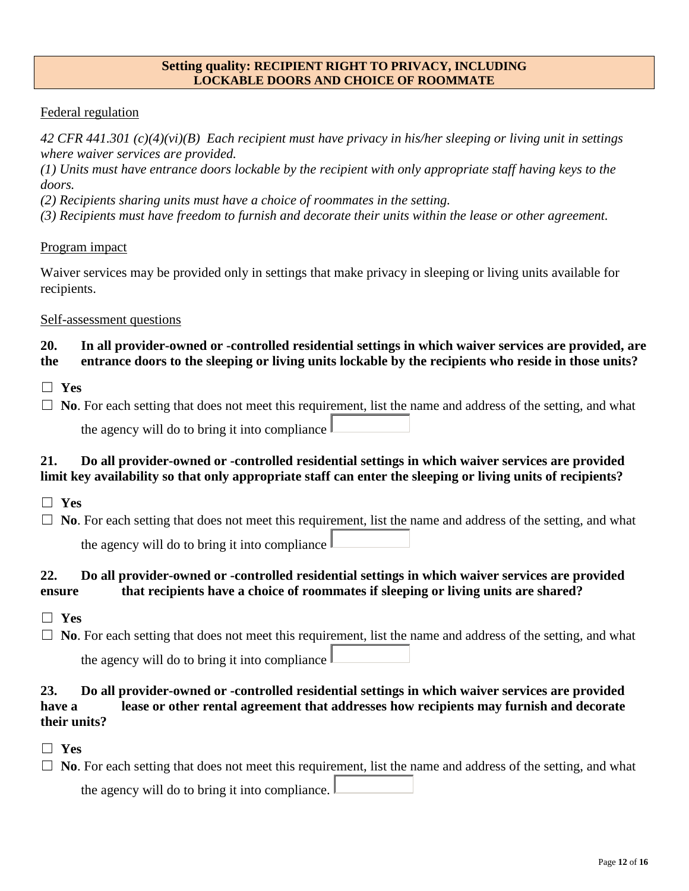## Setting quality: RECIPIENT RIGHT TO PRIVACY, INCLUDING LOCKABLE DOORS AND CHOICE OF ROOMMATE

Federal regulation

*42 CFR 441.301 (c)(4)(vi)(B) Each recipient must have privacy in his/her sleeping or living unit in settings where waiver services are provided.*
*(1) Units must have entrance doors lockable by the recipient with only appropriate staff having keys to the doors.*
*(2) Recipients sharing units must have a choice of roommates in the setting.*
*(3) Recipients must have freedom to furnish and decorate their units within the lease or other agreement.*

Program impact

Waiver services may be provided only in settings that make privacy in sleeping or living units available for recipients.

Self-assessment questions

**20. In all provider-owned or -controlled residential settings in which waiver services are provided, are the entrance doors to the sleeping or living units lockable by the recipients who reside in those units?**

☐ **Yes**

☐ **No**. For each setting that does not meet this requirement, list the name and address of the setting, and what the agency will do to bring it into compliance

**21. Do all provider-owned or -controlled residential settings in which waiver services are provided limit key availability so that only appropriate staff can enter the sleeping or living units of recipients?**

☐ **Yes**

☐ **No**. For each setting that does not meet this requirement, list the name and address of the setting, and what the agency will do to bring it into compliance

**22. Do all provider-owned or -controlled residential settings in which waiver services are provided ensure that recipients have a choice of roommates if sleeping or living units are shared?**

☐ **Yes**

☐ **No**. For each setting that does not meet this requirement, list the name and address of the setting, and what the agency will do to bring it into compliance

**23. Do all provider-owned or -controlled residential settings in which waiver services are provided have a lease or other rental agreement that addresses how recipients may furnish and decorate their units?**

☐ **Yes**

☐ **No**. For each setting that does not meet this requirement, list the name and address of the setting, and what the agency will do to bring it into compliance.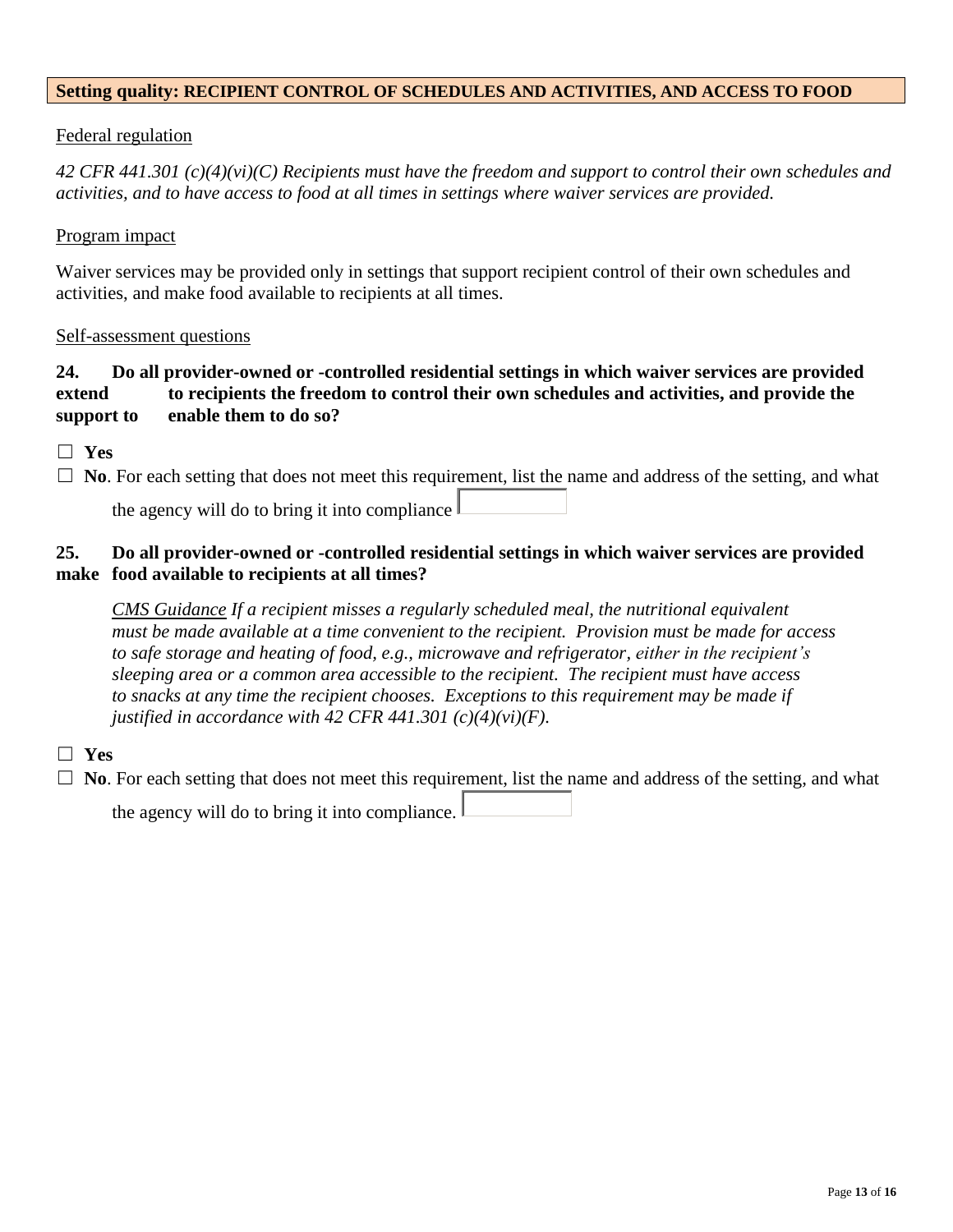**Setting quality: RECIPIENT CONTROL OF SCHEDULES AND ACTIVITIES, AND ACCESS TO FOOD**

Federal regulation

*42 CFR 441.301 (c)(4)(vi)(C) Recipients must have the freedom and support to control their own schedules and activities, and to have access to food at all times in settings where waiver services are provided.*

Program impact

Waiver services may be provided only in settings that support recipient control of their own schedules and activities, and make food available to recipients at all times.

Self-assessment questions

**24. Do all provider-owned or -controlled residential settings in which waiver services are provided extend to recipients the freedom to control their own schedules and activities, and provide the support to enable them to do so?**

☐ **Yes**

☐ **No**. For each setting that does not meet this requirement, list the name and address of the setting, and what the agency will do to bring it into compliance

**25. Do all provider-owned or -controlled residential settings in which waiver services are provided make food available to recipients at all times?**

*CMS Guidance If a recipient misses a regularly scheduled meal, the nutritional equivalent must be made available at a time convenient to the recipient. Provision must be made for access to safe storage and heating of food, e.g., microwave and refrigerator, either in the recipient's sleeping area or a common area accessible to the recipient. The recipient must have access to snacks at any time the recipient chooses. Exceptions to this requirement may be made if justified in accordance with 42 CFR 441.301 (c)(4)(vi)(F).*

☐ **Yes**

☐ **No**. For each setting that does not meet this requirement, list the name and address of the setting, and what the agency will do to bring it into compliance.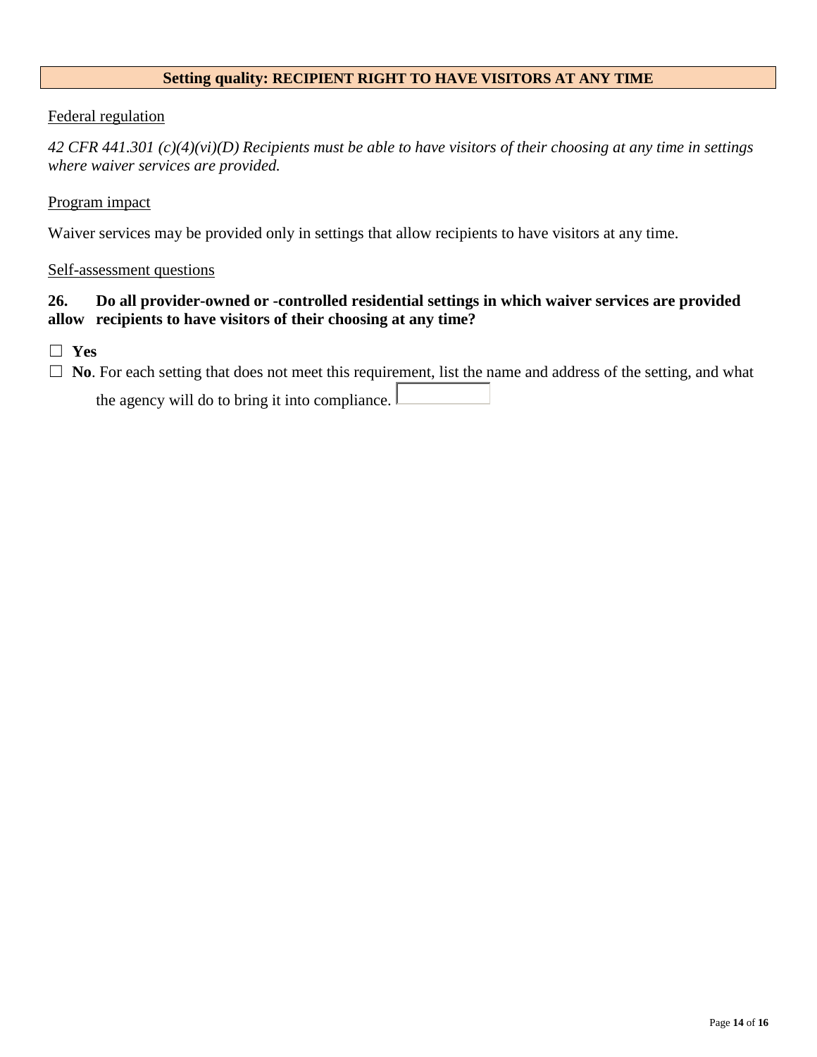## Setting quality: RECIPIENT RIGHT TO HAVE VISITORS AT ANY TIME

<u>Federal regulation</u>

*42 CFR 441.301 (c)(4)(vi)(D) Recipients must be able to have visitors of their choosing at any time in settings where waiver services are provided.*

<u>Program impact</u>

Waiver services may be provided only in settings that allow recipients to have visitors at any time.

<u>Self-assessment questions</u>

**26. Do all provider-owned or -controlled residential settings in which waiver services are provided allow recipients to have visitors of their choosing at any time?**

☐ **Yes**

☐ **No**. For each setting that does not meet this requirement, list the name and address of the setting, and what the agency will do to bring it into compliance.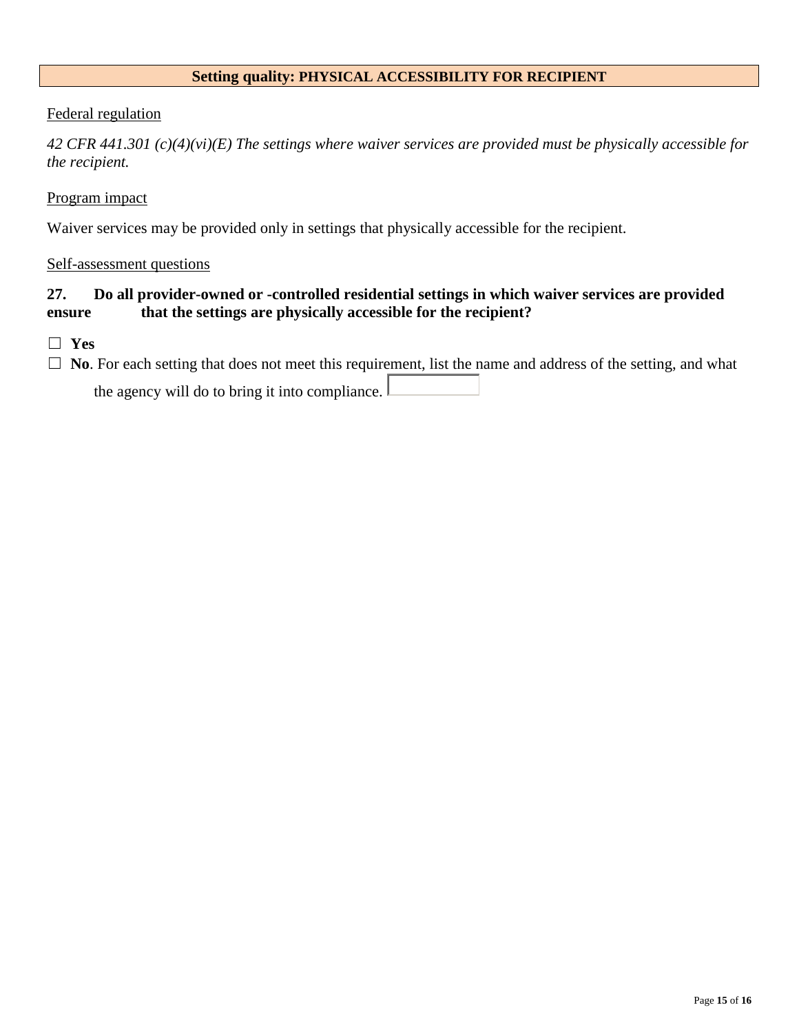## Setting quality: PHYSICAL ACCESSIBILITY FOR RECIPIENT

Federal regulation

*42 CFR 441.301 (c)(4)(vi)(E) The settings where waiver services are provided must be physically accessible for the recipient.*

Program impact

Waiver services may be provided only in settings that physically accessible for the recipient.

Self-assessment questions

**27. Do all provider-owned or -controlled residential settings in which waiver services are provided ensure that the settings are physically accessible for the recipient?**

☐ **Yes**

☐ **No**. For each setting that does not meet this requirement, list the name and address of the setting, and what the agency will do to bring it into compliance.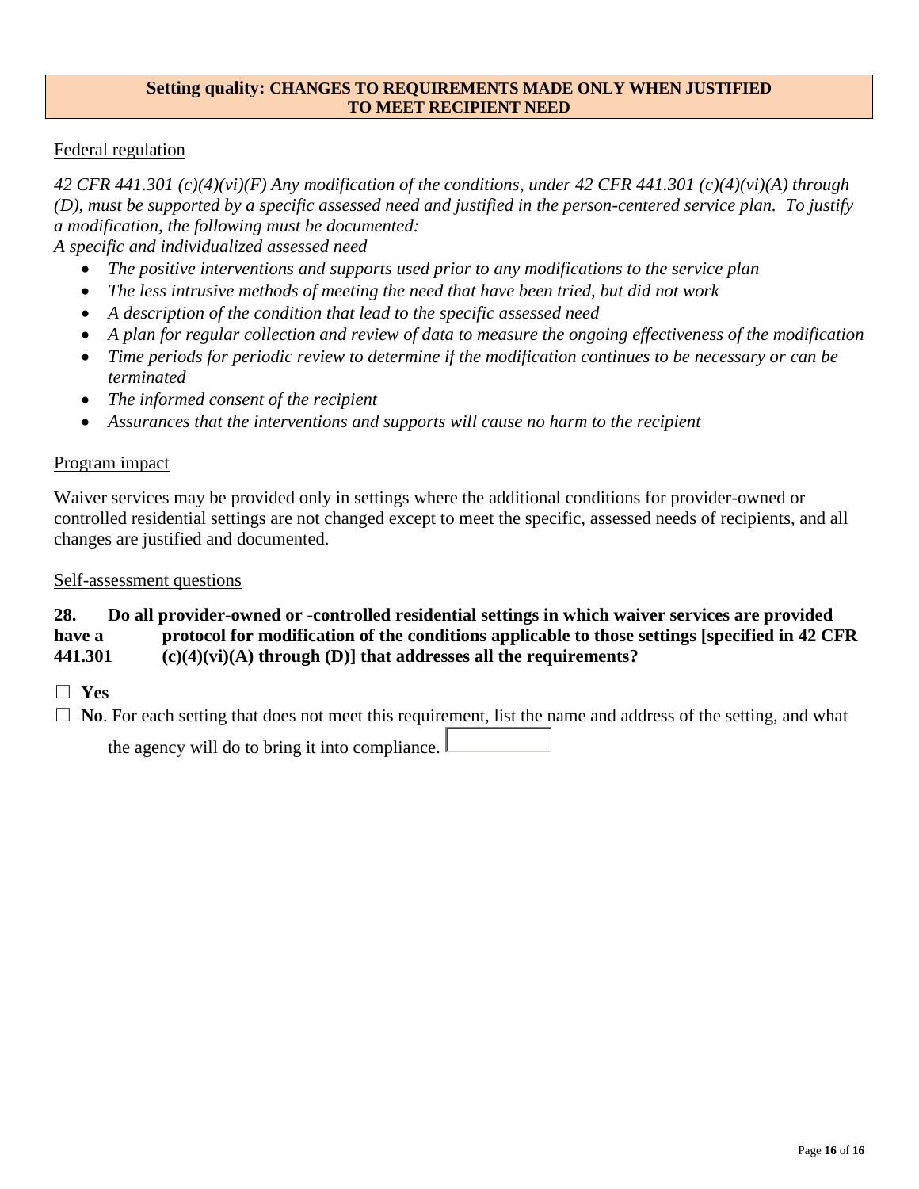**Setting quality: CHANGES TO REQUIREMENTS MADE ONLY WHEN JUSTIFIED TO MEET RECIPIENT NEED**

Federal regulation

*42 CFR 441.301 (c)(4)(vi)(F) Any modification of the conditions, under 42 CFR 441.301 (c)(4)(vi)(A) through (D), must be supported by a specific assessed need and justified in the person-centered service plan. To justify a modification, the following must be documented:*
*A specific and individualized assessed need*

- *The positive interventions and supports used prior to any modifications to the service plan*
- *The less intrusive methods of meeting the need that have been tried, but did not work*
- *A description of the condition that lead to the specific assessed need*
- *A plan for regular collection and review of data to measure the ongoing effectiveness of the modification*
- *Time periods for periodic review to determine if the modification continues to be necessary or can be terminated*
- *The informed consent of the recipient*
- *Assurances that the interventions and supports will cause no harm to the recipient*

Program impact

Waiver services may be provided only in settings where the additional conditions for provider-owned or controlled residential settings are not changed except to meet the specific, assessed needs of recipients, and all changes are justified and documented.

Self-assessment questions

**28. Do all provider-owned or -controlled residential settings in which waiver services are provided have a protocol for modification of the conditions applicable to those settings [specified in 42 CFR 441.301 (c)(4)(vi)(A) through (D)] that addresses all the requirements?**

☐ **Yes**

☐ **No**. For each setting that does not meet this requirement, list the name and address of the setting, and what the agency will do to bring it into compliance.